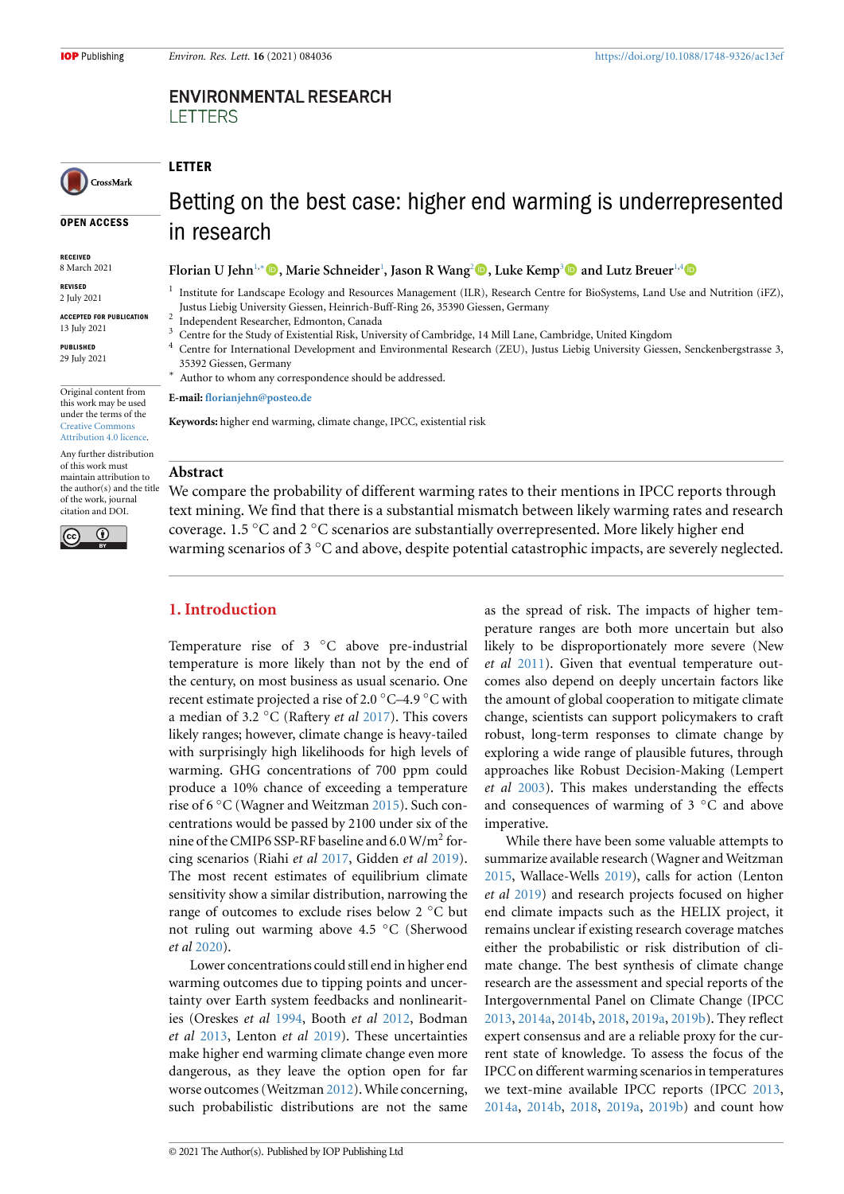ENVIRONMENTAL RESEARCH
LETTERS

OPEN ACCESS

RECEIVED
8 March 2021

REVISED
2 July 2021

ACCEPTED FOR PUBLICATION
13 July 2021

PUBLISHED
29 July 2021

Original content from this work may be used under the terms of the Creative Commons Attribution 4.0 licence.

Any further distribution of this work must maintain attribution to the author(s) and the title of the work, journal citation and DOI.

LETTER

# Betting on the best case: higher end warming is underrepresented in research

**Florian U Jehn[1,*], Marie Schneider[1], Jason R Wang[2], Luke Kemp[3] and Lutz Breuer[1,4]**

[1] Institute for Landscape Ecology and Resources Management (ILR), Research Centre for BioSystems, Land Use and Nutrition (iFZ), Justus Liebig University Giessen, Heinrich-Buff-Ring 26, 35390 Giessen, Germany
[2] Independent Researcher, Edmonton, Canada
[3] Centre for the Study of Existential Risk, University of Cambridge, 14 Mill Lane, Cambridge, United Kingdom
[4] Centre for International Development and Environmental Research (ZEU), Justus Liebig University Giessen, Senckenbergstrasse 3, 35392 Giessen, Germany
[*] Author to whom any correspondence should be addressed.

**E-mail:** florianjehn@posteo.de

**Keywords:** higher end warming, climate change, IPCC, existential risk

## Abstract

We compare the probability of different warming rates to their mentions in IPCC reports through text mining. We find that there is a substantial mismatch between likely warming rates and research coverage. 1.5 °C and 2 °C scenarios are substantially overrepresented. More likely higher end warming scenarios of 3 °C and above, despite potential catastrophic impacts, are severely neglected.

## 1. Introduction

Temperature rise of 3 °C above pre-industrial temperature is more likely than not by the end of the century, on most business as usual scenario. One recent estimate projected a rise of 2.0 °C–4.9 °C with a median of 3.2 °C (Raftery *et al* 2017). This covers likely ranges; however, climate change is heavy-tailed with surprisingly high likelihoods for high levels of warming. GHG concentrations of 700 ppm could produce a 10% chance of exceeding a temperature rise of 6 °C (Wagner and Weitzman 2015). Such concentrations would be passed by 2100 under six of the nine of the CMIP6 SSP-RF baseline and 6.0 W/m$^2$ forcing scenarios (Riahi *et al* 2017, Gidden *et al* 2019). The most recent estimates of equilibrium climate sensitivity show a similar distribution, narrowing the range of outcomes to exclude rises below 2 °C but not ruling out warming above 4.5 °C (Sherwood *et al* 2020).

Lower concentrations could still end in higher end warming outcomes due to tipping points and uncertainty over Earth system feedbacks and nonlinearities (Oreskes *et al* 1994, Booth *et al* 2012, Bodman *et al* 2013, Lenton *et al* 2019). These uncertainties make higher end warming climate change even more dangerous, as they leave the option open for far worse outcomes (Weitzman 2012). While concerning, such probabilistic distributions are not the same as the spread of risk. The impacts of higher temperature ranges are both more uncertain but also likely to be disproportionately more severe (New *et al* 2011). Given that eventual temperature outcomes also depend on deeply uncertain factors like the amount of global cooperation to mitigate climate change, scientists can support policymakers to craft robust, long-term responses to climate change by exploring a wide range of plausible futures, through approaches like Robust Decision-Making (Lempert *et al* 2003). This makes understanding the effects and consequences of warming of 3 °C and above imperative.

While there have been some valuable attempts to summarize available research (Wagner and Weitzman 2015, Wallace-Wells 2019), calls for action (Lenton *et al* 2019) and research projects focused on higher end climate impacts such as the HELIX project, it remains unclear if existing research coverage matches either the probabilistic or risk distribution of climate change. The best synthesis of climate change research are the assessment and special reports of the Intergovernmental Panel on Climate Change (IPCC 2013, 2014a, 2014b, 2018, 2019a, 2019b). They reflect expert consensus and are a reliable proxy for the current state of knowledge. To assess the focus of the IPCC on different warming scenarios in temperatures we text-mine available IPCC reports (IPCC 2013, 2014a, 2014b, 2018, 2019a, 2019b) and count how

© 2021 The Author(s). Published by IOP Publishing Ltd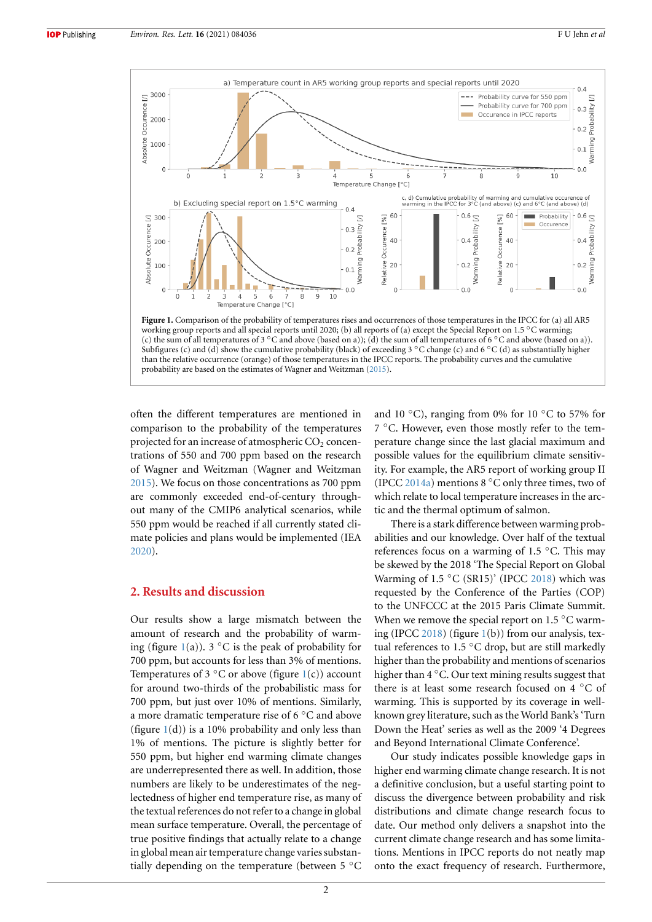**Figure 1.** Comparison of the probability of temperatures rises and occurrences of those temperatures in the IPCC for (a) all AR5 working group reports and all special reports until 2020; (b) all reports of (a) except the Special Report on 1.5 °C warming; (c) the sum of all temperatures of 3 °C and above (based on a)); (d) the sum of all temperatures of 6 °C and above (based on a)). Subfigures (c) and (d) show the cumulative probability (black) of exceeding 3 °C change (c) and 6 °C (d) as substantially higher than the relative occurrence (orange) of those temperatures in the IPCC reports. The probability curves and the cumulative probability are based on the estimates of Wagner and Weitzman (2015).

often the different temperatures are mentioned in comparison to the probability of the temperatures projected for an increase of atmospheric $CO_2$ concentrations of 550 and 700 ppm based on the research of Wagner and Weitzman (Wagner and Weitzman 2015). We focus on those concentrations as 700 ppm are commonly exceeded end-of-century throughout many of the CMIP6 analytical scenarios, while 550 ppm would be reached if all currently stated climate policies and plans would be implemented (IEA 2020).

## 2. Results and discussion

Our results show a large mismatch between the amount of research and the probability of warming (figure 1(a)). 3 °C is the peak of probability for 700 ppm, but accounts for less than 3% of mentions. Temperatures of 3 °C or above (figure 1(c)) account for around two-thirds of the probabilistic mass for 700 ppm, but just over 10% of mentions. Similarly, a more dramatic temperature rise of 6 °C and above (figure 1(d)) is a 10% probability and only less than 1% of mentions. The picture is slightly better for 550 ppm, but higher end warming climate changes are underrepresented there as well. In addition, those numbers are likely to be underestimates of the neglectedness of higher end temperature rise, as many of the textual references do not refer to a change in global mean surface temperature. Overall, the percentage of true positive findings that actually relate to a change in global mean air temperature change varies substantially depending on the temperature (between 5 °C and 10 °C), ranging from 0% for 10 °C to 57% for 7 °C. However, even those mostly refer to the temperature change since the last glacial maximum and possible values for the equilibrium climate sensitivity. For example, the AR5 report of working group II (IPCC 2014a) mentions 8 °C only three times, two of which relate to local temperature increases in the arctic and the thermal optimum of salmon.

There is a stark difference between warming probabilities and our knowledge. Over half of the textual references focus on a warming of 1.5 °C. This may be skewed by the 2018 'The Special Report on Global Warming of 1.5 °C (SR15)' (IPCC 2018) which was requested by the Conference of the Parties (COP) to the UNFCCC at the 2015 Paris Climate Summit. When we remove the special report on 1.5 °C warming (IPCC 2018) (figure 1(b)) from our analysis, textual references to 1.5 °C drop, but are still markedly higher than the probability and mentions of scenarios higher than 4 °C. Our text mining results suggest that there is at least some research focused on 4 °C of warming. This is supported by its coverage in well-known grey literature, such as the World Bank's 'Turn Down the Heat' series as well as the 2009 '4 Degrees and Beyond International Climate Conference'.

Our study indicates possible knowledge gaps in higher end warming climate change research. It is not a definitive conclusion, but a useful starting point to discuss the divergence between probability and risk distributions and climate change research focus to date. Our method only delivers a snapshot into the current climate change research and has some limitations. Mentions in IPCC reports do not neatly map onto the exact frequency of research. Furthermore,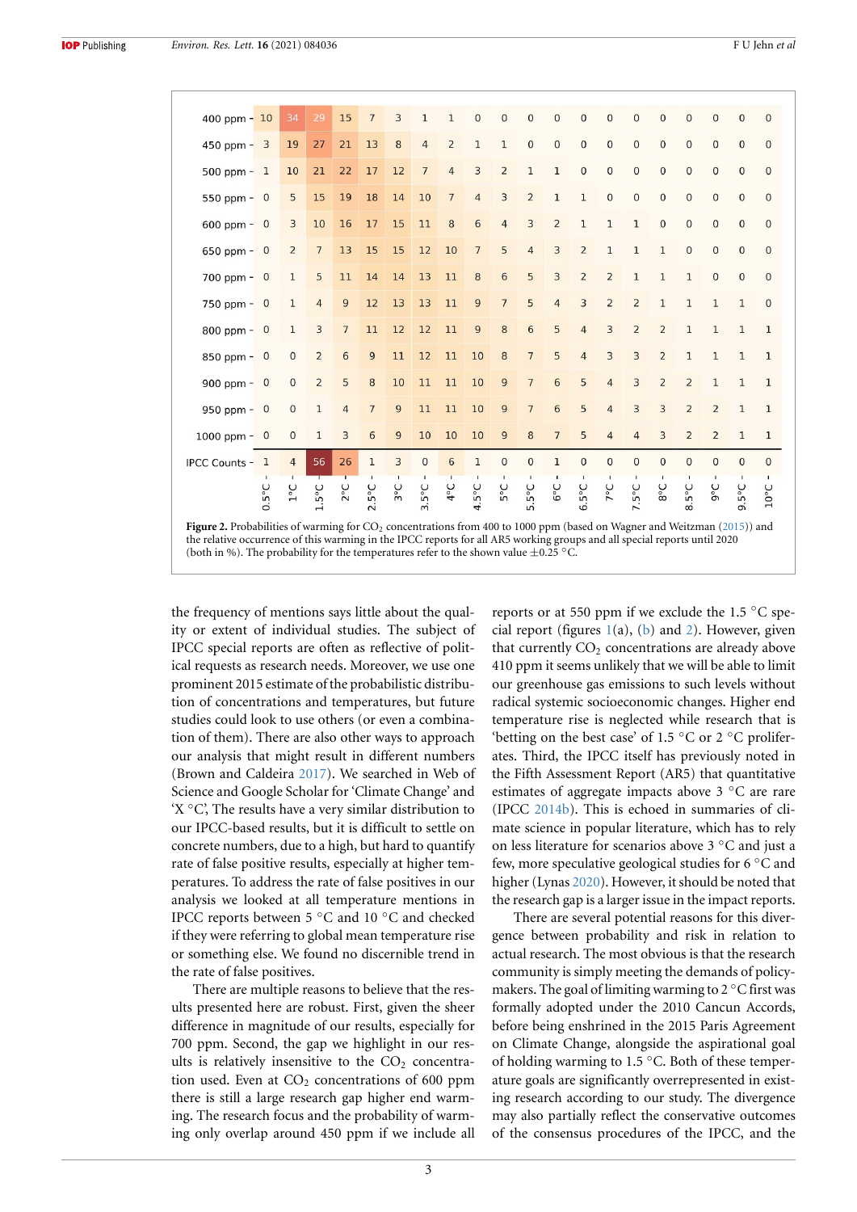| | 0.5°C | 1°C | 1.5°C | 2°C | 2.5°C | 3°C | 3.5°C | 4°C | 4.5°C | 5°C | 5.5°C | 6°C | 6.5°C | 7°C | 7.5°C | 8°C | 8.5°C | 9°C | 9.5°C | 10°C |
|---|---|---|---|---|---|---|---|---|---|---|---|---|---|---|---|---|---|---|---|---|
| 400 ppm | 10 | 34 | 29 | 15 | 7 | 3 | 1 | 1 | 0 | 0 | 0 | 0 | 0 | 0 | 0 | 0 | 0 | 0 | 0 | 0 |
| 450 ppm | 3 | 19 | 27 | 21 | 13 | 8 | 4 | 2 | 1 | 1 | 0 | 0 | 0 | 0 | 0 | 0 | 0 | 0 | 0 | 0 |
| 500 ppm | 1 | 10 | 21 | 22 | 17 | 12 | 7 | 4 | 3 | 2 | 1 | 1 | 0 | 0 | 0 | 0 | 0 | 0 | 0 | 0 |
| 550 ppm | 0 | 5 | 15 | 19 | 18 | 14 | 10 | 7 | 4 | 3 | 2 | 1 | 1 | 0 | 0 | 0 | 0 | 0 | 0 | 0 |
| 600 ppm | 0 | 3 | 10 | 16 | 17 | 15 | 11 | 8 | 6 | 4 | 3 | 2 | 1 | 1 | 1 | 0 | 0 | 0 | 0 | 0 |
| 650 ppm | 0 | 2 | 7 | 13 | 15 | 15 | 12 | 10 | 7 | 5 | 4 | 3 | 2 | 1 | 1 | 1 | 0 | 0 | 0 | 0 |
| 700 ppm | 0 | 1 | 5 | 11 | 14 | 14 | 13 | 11 | 8 | 6 | 5 | 3 | 2 | 2 | 1 | 1 | 1 | 0 | 0 | 0 |
| 750 ppm | 0 | 1 | 4 | 9 | 12 | 13 | 13 | 11 | 9 | 7 | 5 | 4 | 3 | 2 | 2 | 1 | 1 | 1 | 1 | 0 |
| 800 ppm | 0 | 1 | 3 | 7 | 11 | 12 | 12 | 11 | 9 | 8 | 6 | 5 | 4 | 3 | 2 | 2 | 1 | 1 | 1 | 1 |
| 850 ppm | 0 | 0 | 2 | 6 | 9 | 11 | 12 | 11 | 10 | 8 | 7 | 5 | 4 | 3 | 3 | 2 | 1 | 1 | 1 | 1 |
| 900 ppm | 0 | 0 | 2 | 5 | 8 | 10 | 11 | 11 | 10 | 9 | 7 | 6 | 5 | 4 | 3 | 2 | 2 | 1 | 1 | 1 |
| 950 ppm | 0 | 0 | 1 | 4 | 7 | 9 | 11 | 11 | 10 | 9 | 7 | 6 | 5 | 4 | 3 | 3 | 2 | 2 | 1 | 1 |
| 1000 ppm | 0 | 0 | 1 | 3 | 6 | 9 | 10 | 10 | 10 | 9 | 8 | 7 | 5 | 4 | 4 | 3 | 2 | 2 | 1 | 1 |
| IPCC Counts | 1 | 4 | 56 | 26 | 1 | 3 | 0 | 6 | 1 | 0 | 0 | 1 | 0 | 0 | 0 | 0 | 0 | 0 | 0 | 0 |

**Figure 2.** Probabilities of warming for $CO_2$ concentrations from 400 to 1000 ppm (based on Wagner and Weitzman (2015)) and the relative occurrence of this warming in the IPCC reports for all AR5 working groups and all special reports until 2020 (both in %). The probability for the temperatures refer to the shown value ±0.25 °C.

the frequency of mentions says little about the quality or extent of individual studies. The subject of IPCC special reports are often as reflective of political requests as research needs. Moreover, we use one prominent 2015 estimate of the probabilistic distribution of concentrations and temperatures, but future studies could look to use others (or even a combination of them). There are also other ways to approach our analysis that might result in different numbers (Brown and Caldeira 2017). We searched in Web of Science and Google Scholar for 'Climate Change' and 'X °C', The results have a very similar distribution to our IPCC-based results, but it is difficult to settle on concrete numbers, due to a high, but hard to quantify rate of false positive results, especially at higher temperatures. To address the rate of false positives in our analysis we looked at all temperature mentions in IPCC reports between 5 °C and 10 °C and checked if they were referring to global mean temperature rise or something else. We found no discernible trend in the rate of false positives.

There are multiple reasons to believe that the results presented here are robust. First, given the sheer difference in magnitude of our results, especially for 700 ppm. Second, the gap we highlight in our results is relatively insensitive to the $CO_2$ concentration used. Even at $CO_2$ concentrations of 600 ppm there is still a large research gap higher end warming. The research focus and the probability of warming only overlap around 450 ppm if we include all reports or at 550 ppm if we exclude the 1.5 °C special report (figures 1(a), (b) and 2). However, given that currently $CO_2$ concentrations are already above 410 ppm it seems unlikely that we will be able to limit our greenhouse gas emissions to such levels without radical systemic socioeconomic changes. Higher end temperature rise is neglected while research that is 'betting on the best case' of 1.5 °C or 2 °C proliferates. Third, the IPCC itself has previously noted in the Fifth Assessment Report (AR5) that quantitative estimates of aggregate impacts above 3 °C are rare (IPCC 2014b). This is echoed in summaries of climate science in popular literature, which has to rely on less literature for scenarios above 3 °C and just a few, more speculative geological studies for 6 °C and higher (Lynas 2020). However, it should be noted that the research gap is a larger issue in the impact reports.

There are several potential reasons for this divergence between probability and risk in relation to actual research. The most obvious is that the research community is simply meeting the demands of policy-makers. The goal of limiting warming to 2 °C first was formally adopted under the 2010 Cancun Accords, before being enshrined in the 2015 Paris Agreement on Climate Change, alongside the aspirational goal of holding warming to 1.5 °C. Both of these temperature goals are significantly overrepresented in existing research according to our study. The divergence may also partially reflect the conservative outcomes of the consensus procedures of the IPCC, and the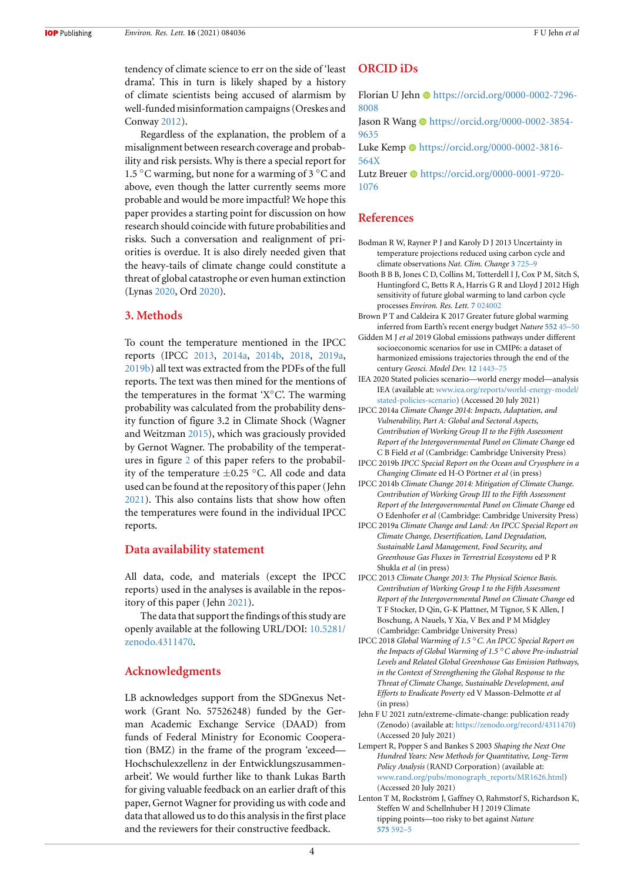tendency of climate science to err on the side of 'least drama'. This in turn is likely shaped by a history of climate scientists being accused of alarmism by well-funded misinformation campaigns (Oreskes and Conway 2012).

Regardless of the explanation, the problem of a misalignment between research coverage and probability and risk persists. Why is there a special report for 1.5 °C warming, but none for a warming of 3 °C and above, even though the latter currently seems more probable and would be more impactful? We hope this paper provides a starting point for discussion on how research should coincide with future probabilities and risks. Such a conversation and realignment of priorities is overdue. It is also direly needed given that the heavy-tails of climate change could constitute a threat of global catastrophe or even human extinction (Lynas 2020, Ord 2020).

## 3. Methods

To count the temperature mentioned in the IPCC reports (IPCC 2013, 2014a, 2014b, 2018, 2019a, 2019b) all text was extracted from the PDFs of the full reports. The text was then mined for the mentions of the temperatures in the format 'X°C'. The warming probability was calculated from the probability density function of figure 3.2 in Climate Shock (Wagner and Weitzman 2015), which was graciously provided by Gernot Wagner. The probability of the temperatures in figure 2 of this paper refers to the probability of the temperature ±0.25 °C. All code and data used can be found at the repository of this paper (Jehn 2021). This also contains lists that show how often the temperatures were found in the individual IPCC reports.

## Data availability statement

All data, code, and materials (except the IPCC reports) used in the analyses is available in the repository of this paper (Jehn 2021).

The data that support the findings of this study are openly available at the following URL/DOI: 10.5281/zenodo.4311470.

## Acknowledgments

LB acknowledges support from the SDGnexus Network (Grant No. 57526248) funded by the German Academic Exchange Service (DAAD) from funds of Federal Ministry for Economic Cooperation (BMZ) in the frame of the program 'exceed—Hochschulexzellenz in der Entwicklungszusammenarbeit'. We would further like to thank Lukas Barth for giving valuable feedback on an earlier draft of this paper, Gernot Wagner for providing us with code and data that allowed us to do this analysis in the first place and the reviewers for their constructive feedback.

## ORCID iDs

Florian U Jehn https://orcid.org/0000-0002-7296-8008

Jason R Wang https://orcid.org/0000-0002-3854-9635

Luke Kemp https://orcid.org/0000-0002-3816-564X

Lutz Breuer https://orcid.org/0000-0001-9720-1076

## References

Bodman R W, Rayner P J and Karoly D J 2013 Uncertainty in temperature projections reduced using carbon cycle and climate observations *Nat. Clim. Change* **3** 725–9

Booth B B B, Jones C D, Collins M, Totterdell I J, Cox P M, Sitch S, Huntingford C, Betts R A, Harris G R and Lloyd J 2012 High sensitivity of future global warming to land carbon cycle processes *Environ. Res. Lett.* **7** 024002

Brown P T and Caldeira K 2017 Greater future global warming inferred from Earth's recent energy budget *Nature* **552** 45–50

Gidden M J *et al* 2019 Global emissions pathways under different socioeconomic scenarios for use in CMIP6: a dataset of harmonized emissions trajectories through the end of the century *Geosci. Model Dev.* **12** 1443–75

IEA 2020 Stated policies scenario—world energy model—analysis IEA (available at: www.iea.org/reports/world-energy-model/stated-policies-scenario) (Accessed 20 July 2021)

IPCC 2014a *Climate Change 2014: Impacts, Adaptation, and Vulnerability, Part A: Global and Sectoral Aspects, Contribution of Working Group II to the Fifth Assessment Report of the Intergovernmental Panel on Climate Change* ed C B Field *et al* (Cambridge: Cambridge University Press)

IPCC 2019b *IPCC Special Report on the Ocean and Cryosphere in a Changing Climate* ed H-O Pörtner *et al* (in press)

IPCC 2014b *Climate Change 2014: Mitigation of Climate Change. Contribution of Working Group III to the Fifth Assessment Report of the Intergovernmental Panel on Climate Change* ed O Edenhofer *et al* (Cambridge: Cambridge University Press)

IPCC 2019a *Climate Change and Land: An IPCC Special Report on Climate Change, Desertification, Land Degradation, Sustainable Land Management, Food Security, and Greenhouse Gas Fluxes in Terrestrial Ecosystems* ed P R Shukla *et al* (in press)

IPCC 2013 *Climate Change 2013: The Physical Science Basis. Contribution of Working Group I to the Fifth Assessment Report of the Intergovernmental Panel on Climate Change* ed T F Stocker, D Qin, G-K Plattner, M Tignor, S K Allen, J Boschung, A Nauels, Y Xia, V Bex and P M Midgley (Cambridge: Cambridge University Press)

IPCC 2018 *Global Warming of 1.5 °C. An IPCC Special Report on the Impacts of Global Warming of 1.5 °C above Pre-industrial Levels and Related Global Greenhouse Gas Emission Pathways, in the Context of Strengthening the Global Response to the Threat of Climate Change, Sustainable Development, and Efforts to Eradicate Poverty* ed V Masson-Delmotte *et al* (in press)

Jehn F U 2021 zutn/extreme-climate-change: publication ready (Zenodo) (available at: https://zenodo.org/record/4311470) (Accessed 20 July 2021)

Lempert R, Popper S and Bankes S 2003 *Shaping the Next One Hundred Years: New Methods for Quantitative, Long-Term Policy Analysis* (RAND Corporation) (available at: www.rand.org/pubs/monograph_reports/MR1626.html) (Accessed 20 July 2021)

Lenton T M, Rockström J, Gaffney O, Rahmstorf S, Richardson K, Steffen W and Schellnhuber H J 2019 Climate tipping points—too risky to bet against *Nature* **575** 592–5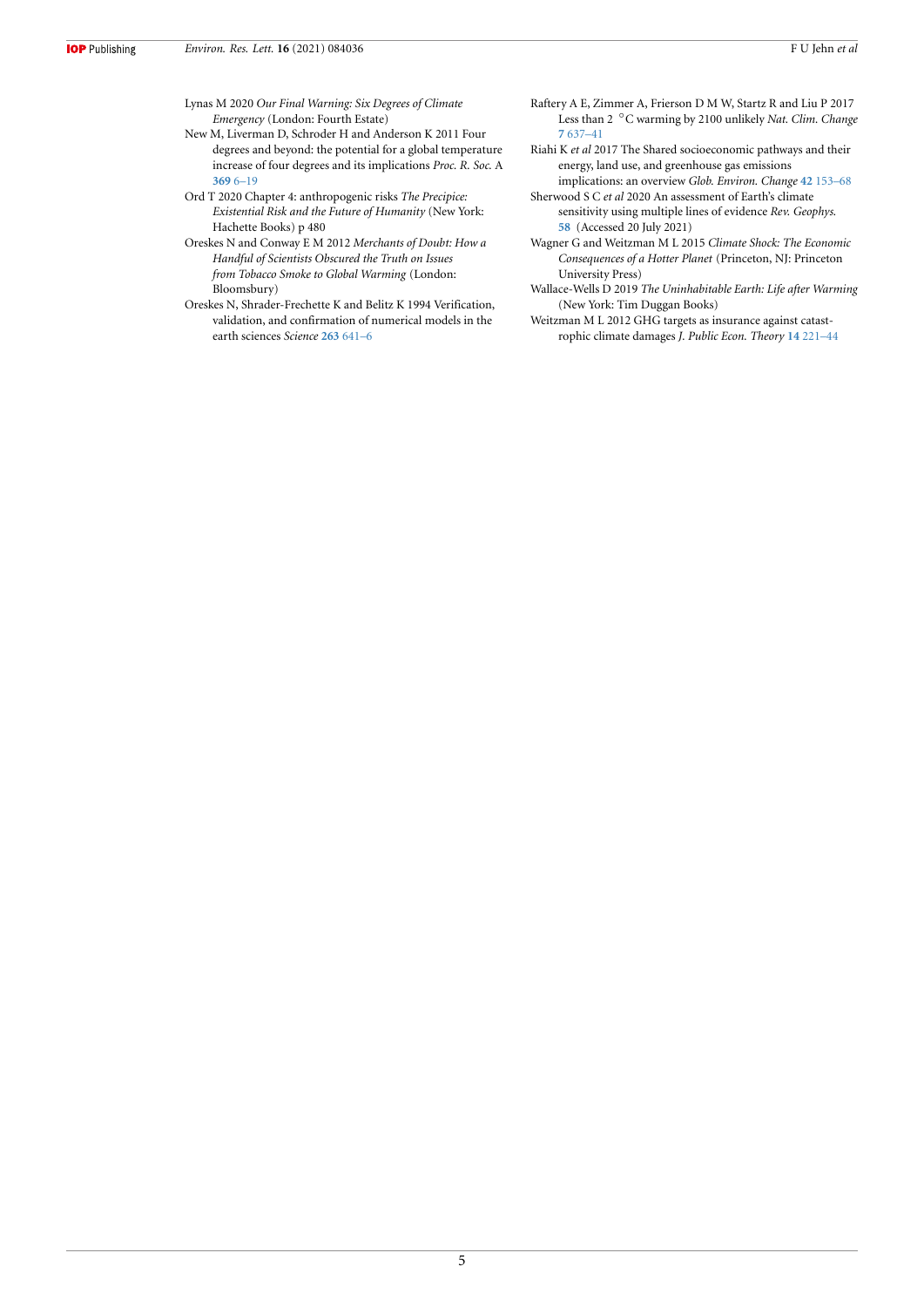Lynas M 2020 *Our Final Warning: Six Degrees of Climate Emergency* (London: Fourth Estate)

New M, Liverman D, Schroder H and Anderson K 2011 Four degrees and beyond: the potential for a global temperature increase of four degrees and its implications *Proc. R. Soc.* A **369** 6–19

Ord T 2020 Chapter 4: anthropogenic risks *The Precipice: Existential Risk and the Future of Humanity* (New York: Hachette Books) p 480

Oreskes N and Conway E M 2012 *Merchants of Doubt: How a Handful of Scientists Obscured the Truth on Issues from Tobacco Smoke to Global Warming* (London: Bloomsbury)

Oreskes N, Shrader-Frechette K and Belitz K 1994 Verification, validation, and confirmation of numerical models in the earth sciences *Science* **263** 641–6

Raftery A E, Zimmer A, Frierson D M W, Startz R and Liu P 2017 Less than 2 °C warming by 2100 unlikely *Nat. Clim. Change* **7** 637–41

Riahi K *et al* 2017 The Shared socioeconomic pathways and their energy, land use, and greenhouse gas emissions implications: an overview *Glob. Environ. Change* **42** 153–68

Sherwood S C *et al* 2020 An assessment of Earth's climate sensitivity using multiple lines of evidence *Rev. Geophys.* **58** (Accessed 20 July 2021)

Wagner G and Weitzman M L 2015 *Climate Shock: The Economic Consequences of a Hotter Planet* (Princeton, NJ: Princeton University Press)

Wallace-Wells D 2019 *The Uninhabitable Earth: Life after Warming* (New York: Tim Duggan Books)

Weitzman M L 2012 GHG targets as insurance against catastrophic climate damages *J. Public Econ. Theory* **14** 221–44